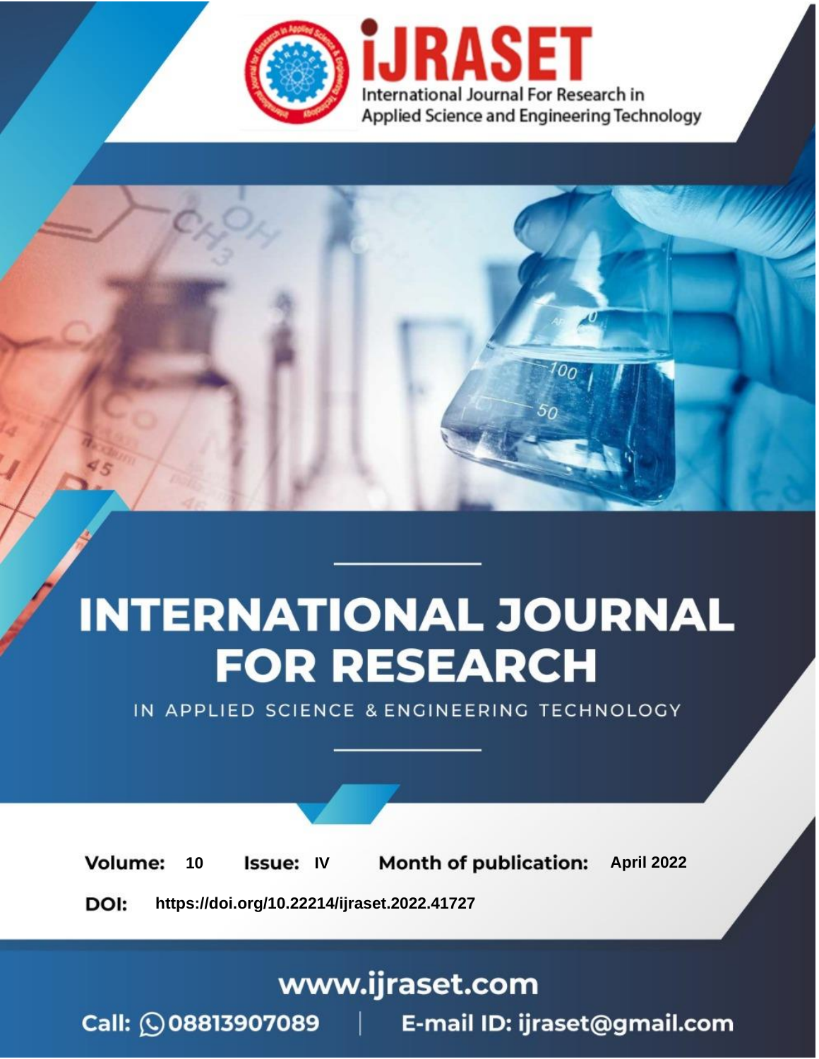iJRASET

International Journal For Research in Applied Science and Engineering Technology

# INTERNATIONAL JOURNAL FOR RESEARCH

IN APPLIED SCIENCE & ENGINEERING TECHNOLOGY

**Volume:** 10 **Issue:** IV **Month of publication:** April 2022

**DOI:** https://doi.org/10.22214/ijraset.2022.41727

www.ijraset.com

Call: 08813907089 | E-mail ID: ijraset@gmail.com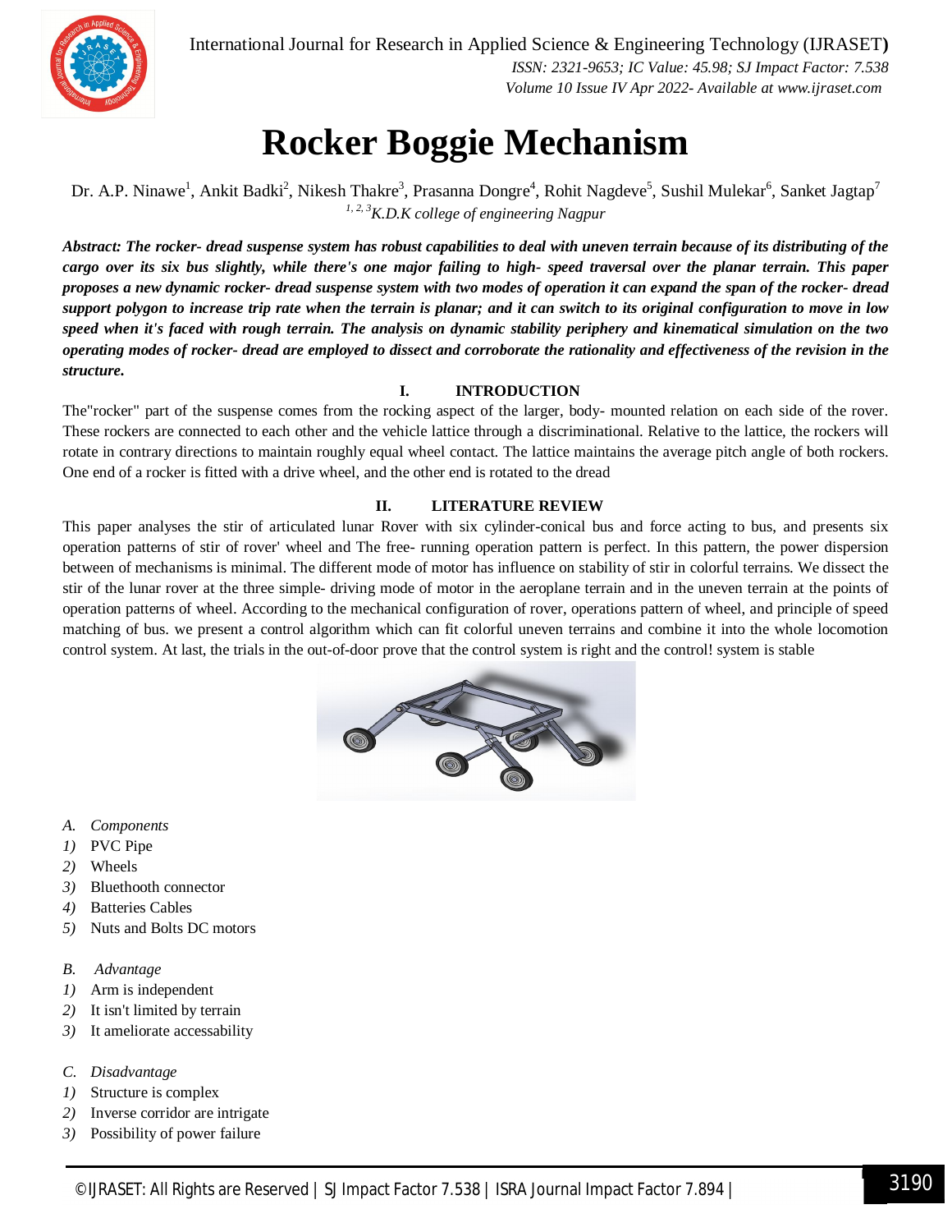# Rocker Boggie Mechanism

Dr. A.P. Ninawe[1], Ankit Badki[2], Nikesh Thakre[3], Prasanna Dongre[4], Rohit Nagdeve[5], Sushil Mulekar[6], Sanket Jagtap[7]

*[1, 2, 3]K.D.K college of engineering Nagpur*

***Abstract: The rocker- dread suspense system has robust capabilities to deal with uneven terrain because of its distributing of the cargo over its six bus slightly, while there's one major failing to high- speed traversal over the planar terrain. This paper proposes a new dynamic rocker- dread suspense system with two modes of operation it can expand the span of the rocker- dread support polygon to increase trip rate when the terrain is planar; and it can switch to its original configuration to move in low speed when it's faced with rough terrain. The analysis on dynamic stability periphery and kinematical simulation on the two operating modes of rocker- dread are employed to dissect and corroborate the rationality and effectiveness of the revision in the structure.***

## I. INTRODUCTION

The"rocker" part of the suspense comes from the rocking aspect of the larger, body- mounted relation on each side of the rover. These rockers are connected to each other and the vehicle lattice through a discriminational. Relative to the lattice, the rockers will rotate in contrary directions to maintain roughly equal wheel contact. The lattice maintains the average pitch angle of both rockers. One end of a rocker is fitted with a drive wheel, and the other end is rotated to the dread

## II. LITERATURE REVIEW

This paper analyses the stir of articulated lunar Rover with six cylinder-conical bus and force acting to bus, and presents six operation patterns of stir of rover' wheel and The free- running operation pattern is perfect. In this pattern, the power dispersion between of mechanisms is minimal. The different mode of motor has influence on stability of stir in colorful terrains. We dissect the stir of the lunar rover at the three simple- driving mode of motor in the aeroplane terrain and in the uneven terrain at the points of operation patterns of wheel. According to the mechanical configuration of rover, operations pattern of wheel, and principle of speed matching of bus. we present a control algorithm which can fit colorful uneven terrains and combine it into the whole locomotion control system. At last, the trials in the out-of-door prove that the control system is right and the control! system is stable

### *A. Components*

1) PVC Pipe
2) Wheels
3) Bluethooth connector
4) Batteries Cables
5) Nuts and Bolts DC motors

### *B. Advantage*

1) Arm is independent
2) It isn't limited by terrain
3) It ameliorate accessability

### *C. Disadvantage*

1) Structure is complex
2) Inverse corridor are intrigate
3) Possibility of power failure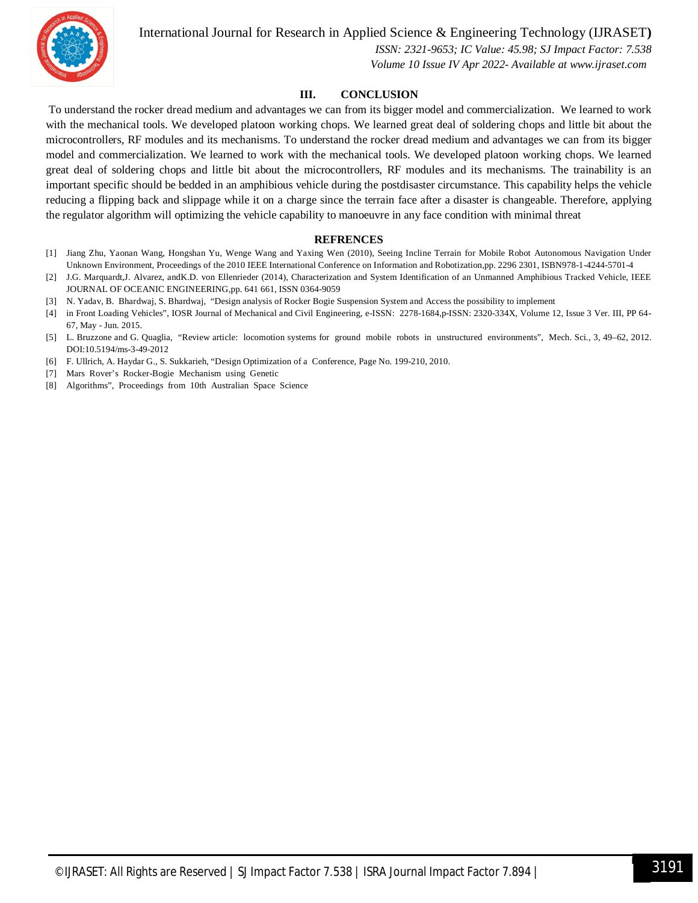## III. CONCLUSION

To understand the rocker dread medium and advantages we can from its bigger model and commercialization. We learned to work with the mechanical tools. We developed platoon working chops. We learned great deal of soldering chops and little bit about the microcontrollers, RF modules and its mechanisms. To understand the rocker dread medium and advantages we can from its bigger model and commercialization. We learned to work with the mechanical tools. We developed platoon working chops. We learned great deal of soldering chops and little bit about the microcontrollers, RF modules and its mechanisms. The trainability is an important specific should be bedded in an amphibious vehicle during the postdisaster circumstance. This capability helps the vehicle reducing a flipping back and slippage while it on a charge since the terrain face after a disaster is changeable. Therefore, applying the regulator algorithm will optimizing the vehicle capability to manoeuvre in any face condition with minimal threat

## REFRENCES

[1] Jiang Zhu, Yaonan Wang, Hongshan Yu, Wenge Wang and Yaxing Wen (2010), Seeing Incline Terrain for Mobile Robot Autonomous Navigation Under Unknown Environment, Proceedings of the 2010 IEEE International Conference on Information and Robotization,pp. 2296 2301, ISBN978-1-4244-5701-4

[2] J.G. Marquardt,J. Alvarez, andK.D. von Ellenrieder (2014), Characterization and System Identification of an Unmanned Amphibious Tracked Vehicle, IEEE JOURNAL OF OCEANIC ENGINEERING,pp. 641 661, ISSN 0364-9059

[3] N. Yadav, B. Bhardwaj, S. Bhardwaj, "Design analysis of Rocker Bogie Suspension System and Access the possibility to implement

[4] in Front Loading Vehicles", IOSR Journal of Mechanical and Civil Engineering, e-ISSN: 2278-1684,p-ISSN: 2320-334X, Volume 12, Issue 3 Ver. III, PP 64-67, May - Jun. 2015.

[5] L. Bruzzone and G. Quaglia, "Review article: locomotion systems for ground mobile robots in unstructured environments", Mech. Sci., 3, 49–62, 2012. DOI:10.5194/ms-3-49-2012

[6] F. Ullrich, A. Haydar G., S. Sukkarieh, "Design Optimization of a Conference, Page No. 199-210, 2010.

[7] Mars Rover's Rocker-Bogie Mechanism using Genetic

[8] Algorithms", Proceedings from 10th Australian Space Science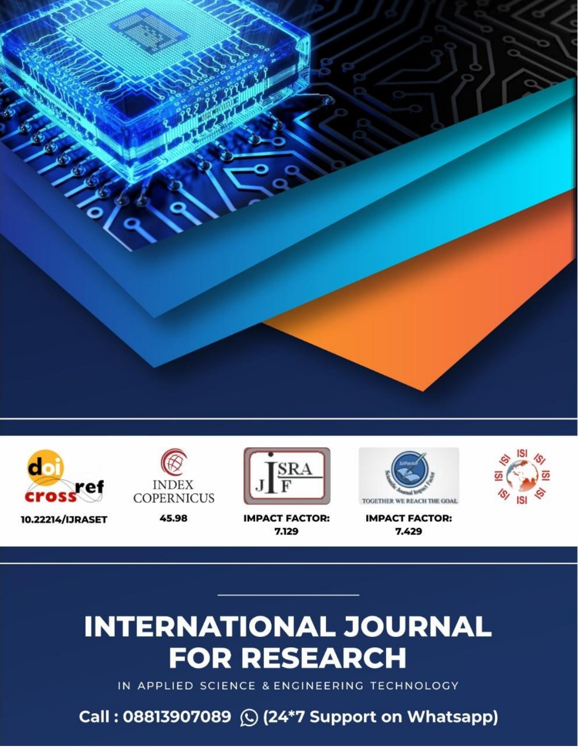10.22214/IJRASET

INDEX COPERNICUS

45.98

IMPACT FACTOR: 7.129

IMPACT FACTOR: 7.429

# INTERNATIONAL JOURNAL FOR RESEARCH

IN APPLIED SCIENCE & ENGINEERING TECHNOLOGY

Call : 08813907089 (24*7 Support on Whatsapp)